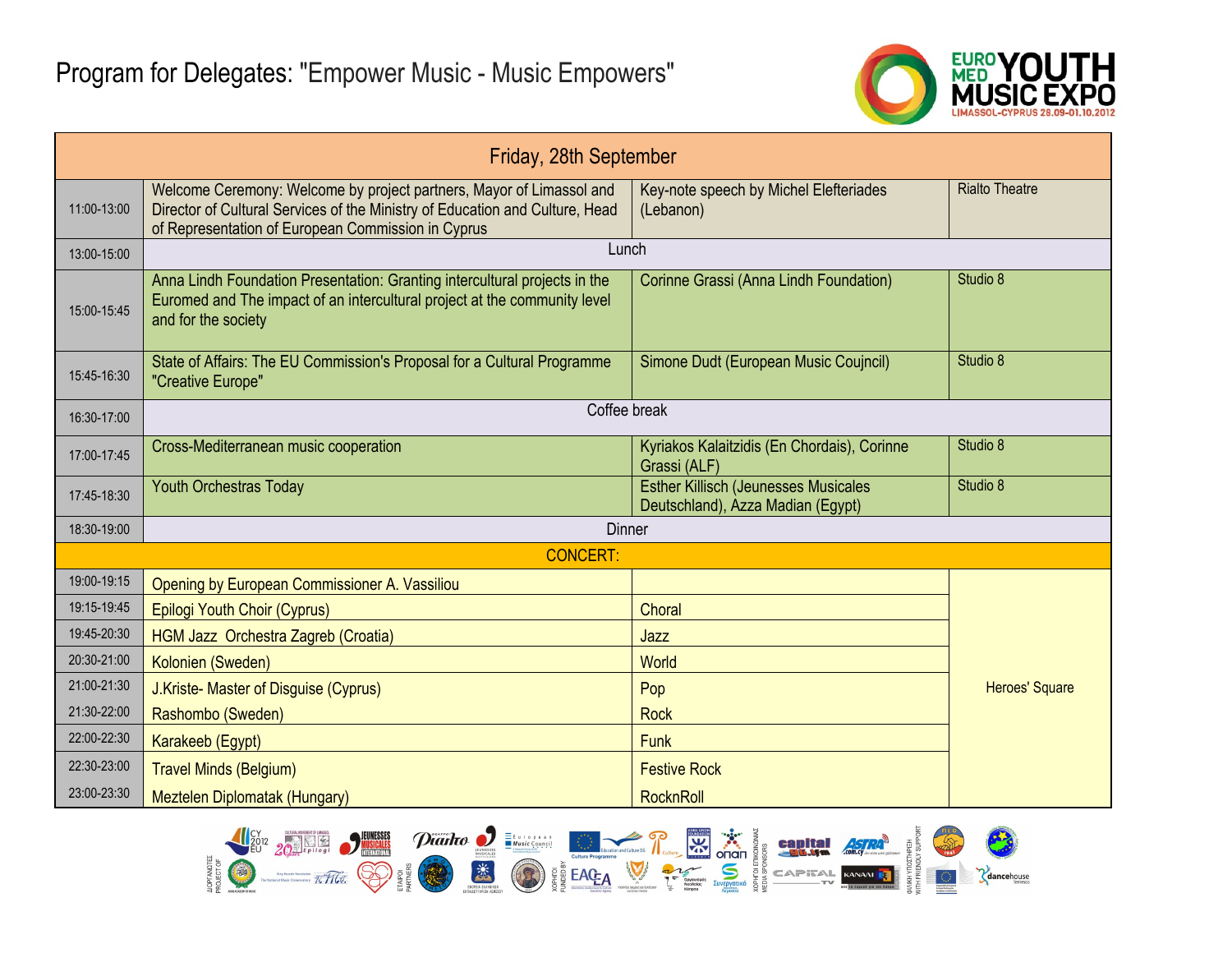# Program for Delegates: "Empower Music - Music Empowers"

EURO MED YOUTH MUSIC EXPO
LIMASSOL-CYPRUS 28.09-01.10.2012

| Friday, 28th September | | | |
|---|---|---|---|
| 11:00-13:00 | Welcome Ceremony: Welcome by project partners, Mayor of Limassol and Director of Cultural Services of the Ministry of Education and Culture, Head of Representation of European Commission in Cyprus | Key-note speech by Michel Elefteriades (Lebanon) | Rialto Theatre |
| 13:00-15:00 | Lunch | | |
| 15:00-15:45 | Anna Lindh Foundation Presentation: Granting intercultural projects in the Euromed and The impact of an intercultural project at the community level and for the society | Corinne Grassi (Anna Lindh Foundation) | Studio 8 |
| 15:45-16:30 | State of Affairs: The EU Commission's Proposal for a Cultural Programme "Creative Europe" | Simone Dudt (European Music Coujncil) | Studio 8 |
| 16:30-17:00 | Coffee break | | |
| 17:00-17:45 | Cross-Mediterranean music cooperation | Kyriakos Kalaitzidis (En Chordais), Corinne Grassi (ALF) | Studio 8 |
| 17:45-18:30 | Youth Orchestras Today | Esther Killisch (Jeunesses Musicales Deutschland), Azza Madian (Egypt) | Studio 8 |
| 18:30-19:00 | Dinner | | |
| CONCERT: | | | |
| 19:00-19:15 | Opening by European Commissioner A. Vassiliou | | Heroes' Square |
| 19:15-19:45 | Epilogi Youth Choir (Cyprus) | Choral | |
| 19:45-20:30 | HGM Jazz Orchestra Zagreb (Croatia) | Jazz | |
| 20:30-21:00 | Kolonien (Sweden) | World | |
| 21:00-21:30 | J.Kriste- Master of Disguise (Cyprus) | Pop | |
| 21:30-22:00 | Rashombo (Sweden) | Rock | |
| 22:00-22:30 | Karakeeb (Egypt) | Funk | |
| 22:30-23:00 | Travel Minds (Belgium) | Festive Rock | |
| 23:00-23:30 | Meztelen Diplomatak (Hungary) | RocknRoll | |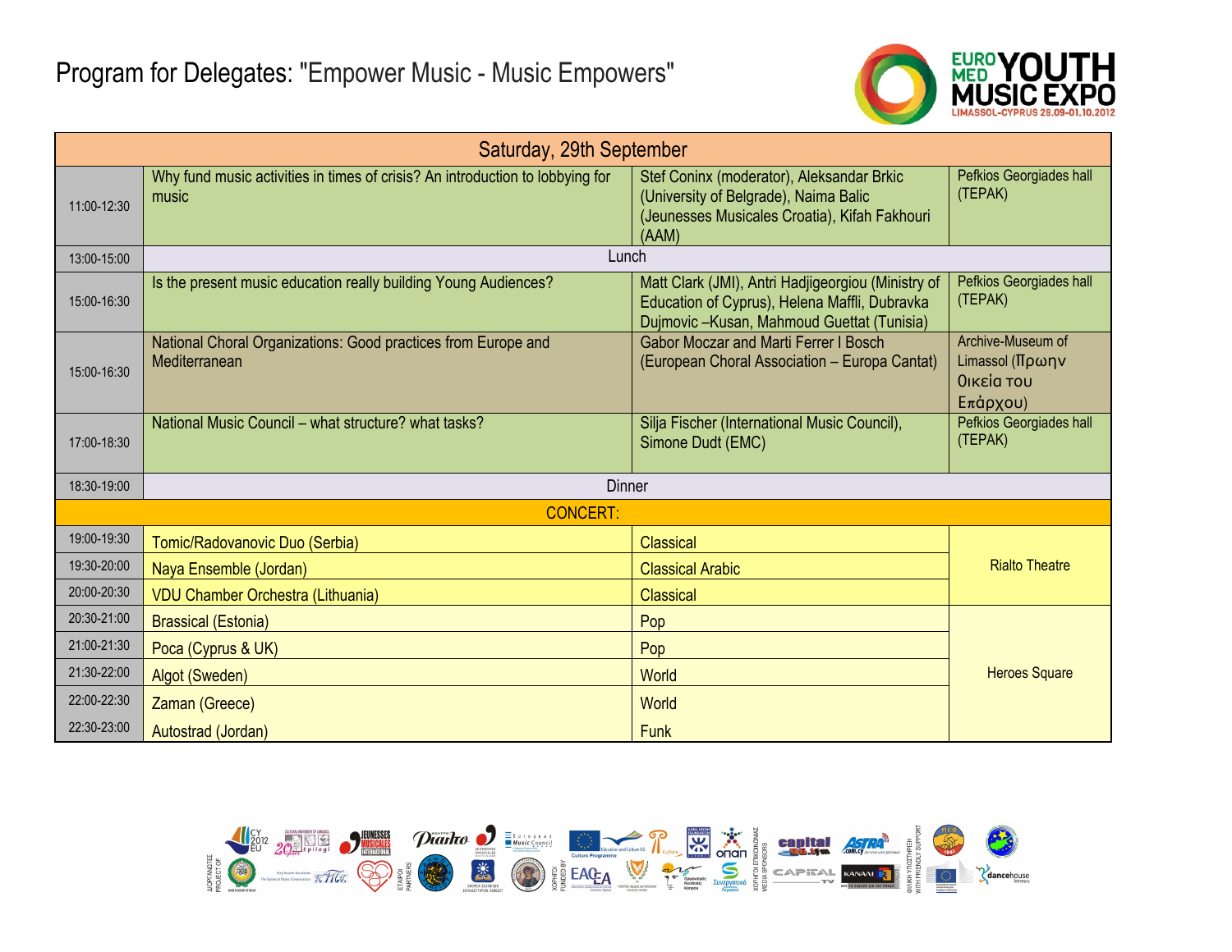# Program for Delegates: "Empower Music - Music Empowers"

EURO MED YOUTH MUSIC EXPO
LIMASSOL-CYPRUS 28.09-01.10.2012

| Saturday, 29th September | | | |
|---|---|---|---|
| 11:00-12:30 | Why fund music activities in times of crisis? An introduction to lobbying for music | Stef Coninx (moderator), Aleksandar Brkic (University of Belgrade), Naima Balic (Jeunesses Musicales Croatia), Kifah Fakhouri (AAM) | Pefkios Georgiades hall (TEPAK) |
| 13:00-15:00 | Lunch | | |
| 15:00-16:30 | Is the present music education really building Young Audiences? | Matt Clark (JMI), Antri Hadjigeorgiou (Ministry of Education of Cyprus), Helena Maffli, Dubravka Dujmovic –Kusan, Mahmoud Guettat (Tunisia) | Pefkios Georgiades hall (TEPAK) |
| 15:00-16:30 | National Choral Organizations: Good practices from Europe and Mediterranean | Gabor Moczar and Marti Ferrer I Bosch (European Choral Association – Europa Cantat) | Archive-Museum of Limassol (Πρωην Οικεία του Επάρχου) |
| 17:00-18:30 | National Music Council – what structure? what tasks? | Silja Fischer (International Music Council), Simone Dudt (EMC) | Pefkios Georgiades hall (TEPAK) |
| 18:30-19:00 | Dinner | | |
| CONCERT: | | | |
| 19:00-19:30 | Tomic/Radovanovic Duo (Serbia) | Classical | Rialto Theatre |
| 19:30-20:00 | Naya Ensemble (Jordan) | Classical Arabic | |
| 20:00-20:30 | VDU Chamber Orchestra (Lithuania) | Classical | |
| 20:30-21:00 | Brassical (Estonia) | Pop | Heroes Square |
| 21:00-21:30 | Poca (Cyprus & UK) | Pop | |
| 21:30-22:00 | Algot (Sweden) | World | |
| 22:00-22:30 | Zaman (Greece) | World | |
| 22:30-23:00 | Autostrad (Jordan) | Funk | |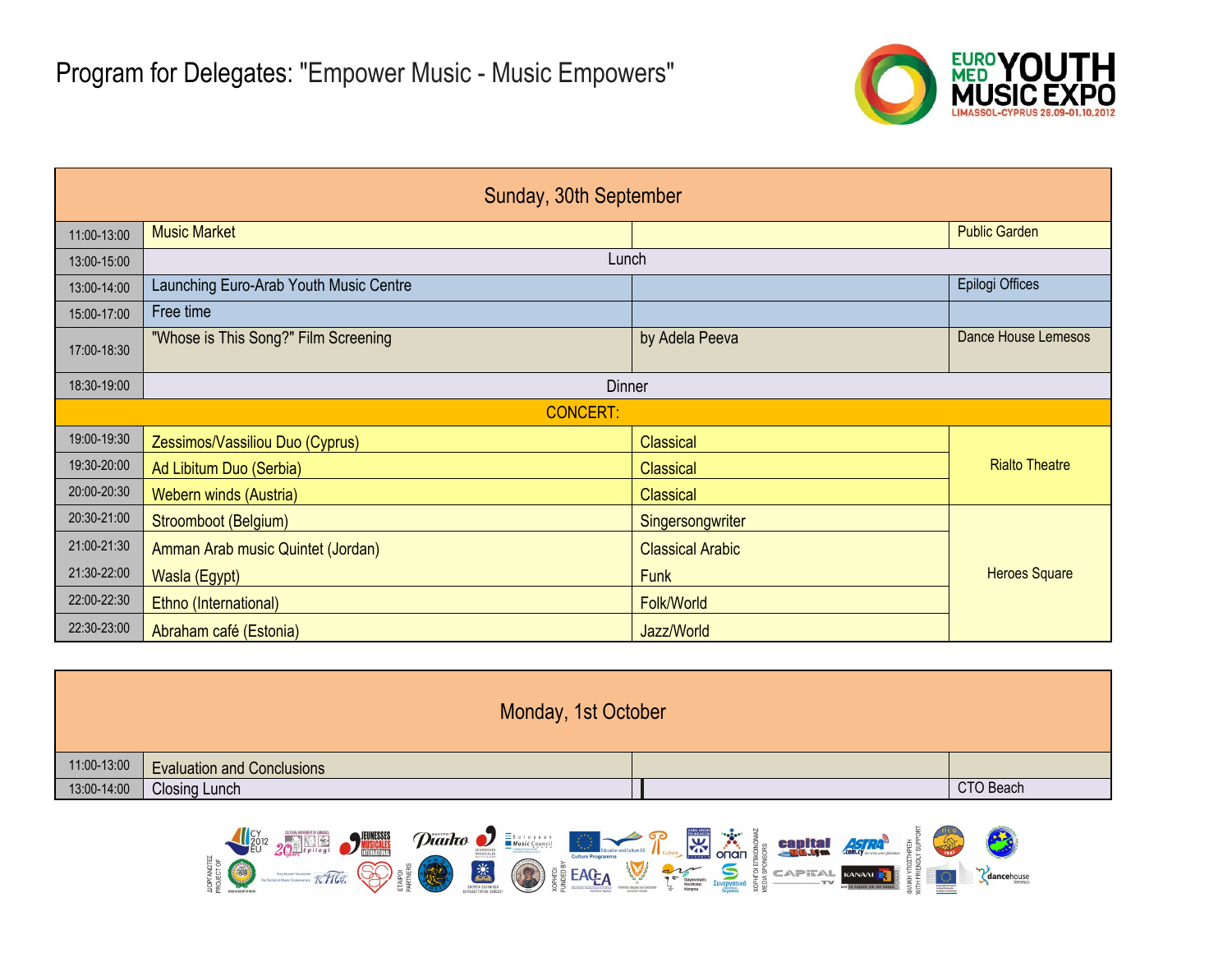# Program for Delegates: "Empower Music - Music Empowers"

EURO MED YOUTH MUSIC EXPO
LIMASSOL-CYPRUS 28.09-01.10.2012

| Sunday, 30th September | | | |
|---|---|---|---|
| 11:00-13:00 | Music Market | | Public Garden |
| 13:00-15:00 | Lunch | | |
| 13:00-14:00 | Launching Euro-Arab Youth Music Centre | | Epilogi Offices |
| 15:00-17:00 | Free time | | |
| 17:00-18:30 | "Whose is This Song?" Film Screening | by Adela Peeva | Dance House Lemesos |
| 18:30-19:00 | Dinner | | |
| CONCERT: | | | |
| 19:00-19:30 | Zessimos/Vassiliou Duo (Cyprus) | Classical | Rialto Theatre |
| 19:30-20:00 | Ad Libitum Duo (Serbia) | Classical | |
| 20:00-20:30 | Webern winds (Austria) | Classical | |
| 20:30-21:00 | Stroomboot (Belgium) | Singersongwriter | Heroes Square |
| 21:00-21:30 | Amman Arab music Quintet (Jordan) | Classical Arabic | |
| 21:30-22:00 | Wasla (Egypt) | Funk | |
| 22:00-22:30 | Ethno (International) | Folk/World | |
| 22:30-23:00 | Abraham café (Estonia) | Jazz/World | |

| Monday, 1st October | | | |
|---|---|---|---|
| 11:00-13:00 | Evaluation and Conclusions | | |
| 13:00-14:00 | Closing Lunch | | CTO Beach |